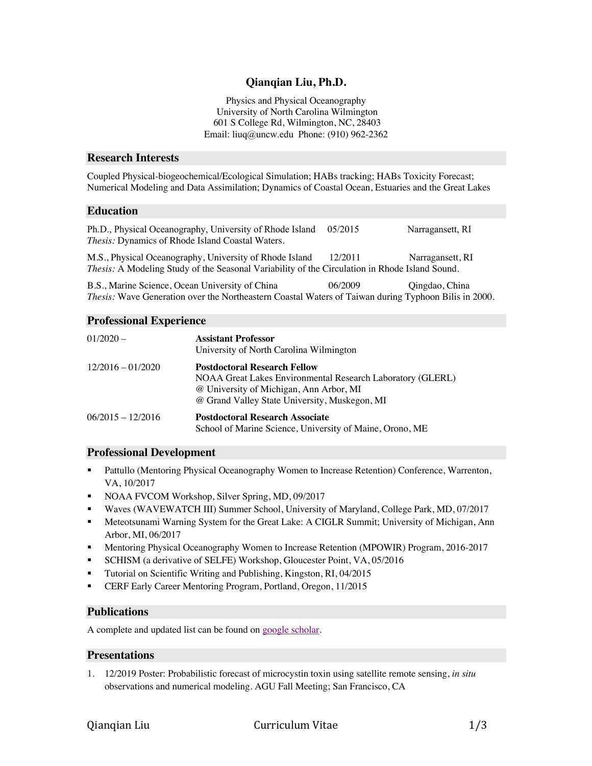# Qianqian Liu, Ph.D.

Physics and Physical Oceanography
University of North Carolina Wilmington
601 S College Rd, Wilmington, NC, 28403
Email: liuq@uncw.edu Phone: (910) 962-2362

## Research Interests

Coupled Physical-biogeochemical/Ecological Simulation; HABs tracking; HABs Toxicity Forecast; Numerical Modeling and Data Assimilation; Dynamics of Coastal Ocean, Estuaries and the Great Lakes

## Education

Ph.D., Physical Oceanography, University of Rhode Island 05/2015 Narragansett, RI
*Thesis:* Dynamics of Rhode Island Coastal Waters.

M.S., Physical Oceanography, University of Rhode Island 12/2011 Narragansett, RI
*Thesis:* A Modeling Study of the Seasonal Variability of the Circulation in Rhode Island Sound.

B.S., Marine Science, Ocean University of China 06/2009 Qingdao, China
*Thesis:* Wave Generation over the Northeastern Coastal Waters of Taiwan during Typhoon Bilis in 2000.

## Professional Experience

01/2020 – **Assistant Professor**
University of North Carolina Wilmington

12/2016 – 01/2020 **Postdoctoral Research Fellow**
NOAA Great Lakes Environmental Research Laboratory (GLERL)
@ University of Michigan, Ann Arbor, MI
@ Grand Valley State University, Muskegon, MI

06/2015 – 12/2016 **Postdoctoral Research Associate**
School of Marine Science, University of Maine, Orono, ME

## Professional Development

- Pattullo (Mentoring Physical Oceanography Women to Increase Retention) Conference, Warrenton, VA, 10/2017
- NOAA FVCOM Workshop, Silver Spring, MD, 09/2017
- Waves (WAVEWATCH III) Summer School, University of Maryland, College Park, MD, 07/2017
- Meteotsunami Warning System for the Great Lake: A CIGLR Summit; University of Michigan, Ann Arbor, MI, 06/2017
- Mentoring Physical Oceanography Women to Increase Retention (MPOWIR) Program, 2016-2017
- SCHISM (a derivative of SELFE) Workshop, Gloucester Point, VA, 05/2016
- Tutorial on Scientific Writing and Publishing, Kingston, RI, 04/2015
- CERF Early Career Mentoring Program, Portland, Oregon, 11/2015

## Publications

A complete and updated list can be found on google scholar.

## Presentations

1. 12/2019 Poster: Probabilistic forecast of microcystin toxin using satellite remote sensing, *in situ* observations and numerical modeling. AGU Fall Meeting; San Francisco, CA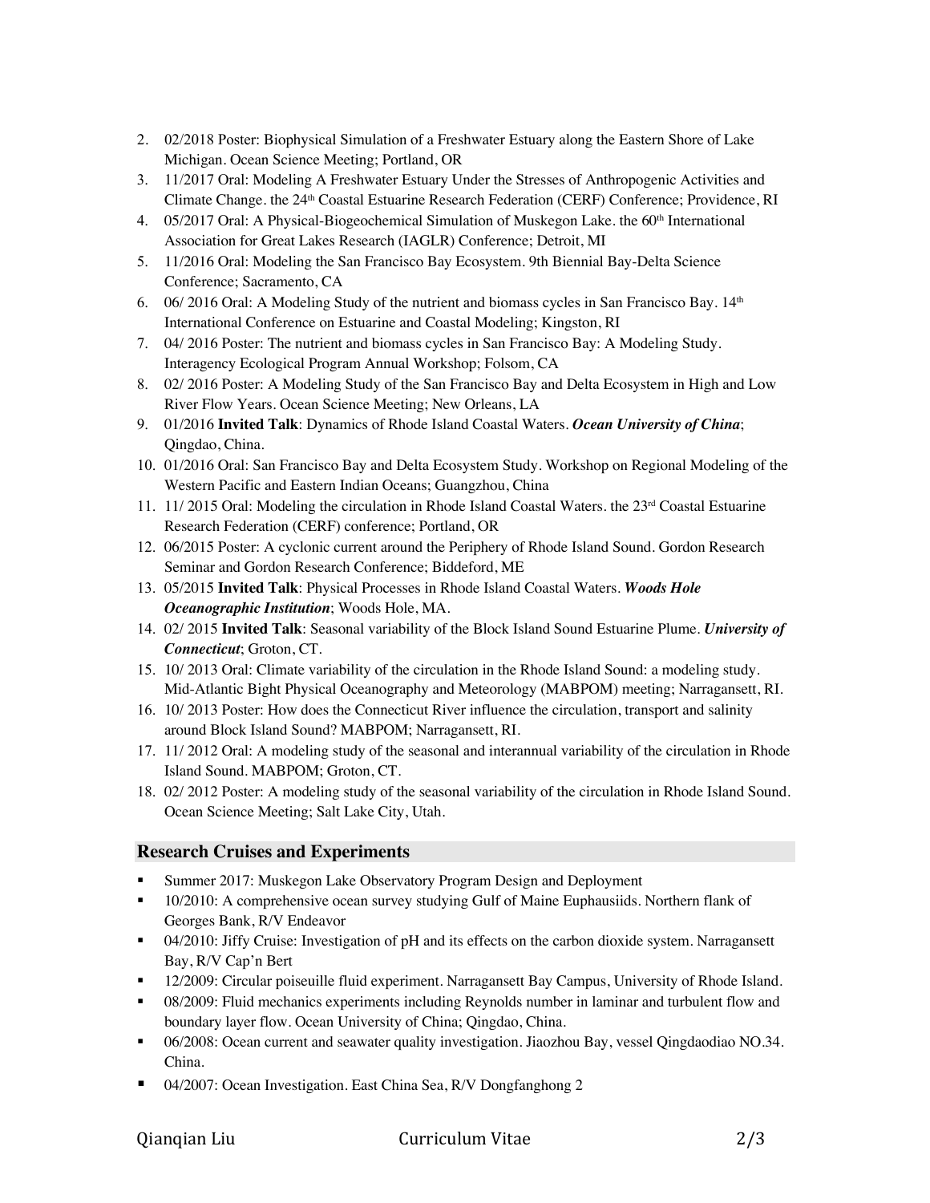2. 02/2018 Poster: Biophysical Simulation of a Freshwater Estuary along the Eastern Shore of Lake Michigan. Ocean Science Meeting; Portland, OR
3. 11/2017 Oral: Modeling A Freshwater Estuary Under the Stresses of Anthropogenic Activities and Climate Change. the 24th Coastal Estuarine Research Federation (CERF) Conference; Providence, RI
4. 05/2017 Oral: A Physical-Biogeochemical Simulation of Muskegon Lake. the 60th International Association for Great Lakes Research (IAGLR) Conference; Detroit, MI
5. 11/2016 Oral: Modeling the San Francisco Bay Ecosystem. 9th Biennial Bay-Delta Science Conference; Sacramento, CA
6. 06/ 2016 Oral: A Modeling Study of the nutrient and biomass cycles in San Francisco Bay. 14th International Conference on Estuarine and Coastal Modeling; Kingston, RI
7. 04/ 2016 Poster: The nutrient and biomass cycles in San Francisco Bay: A Modeling Study. Interagency Ecological Program Annual Workshop; Folsom, CA
8. 02/ 2016 Poster: A Modeling Study of the San Francisco Bay and Delta Ecosystem in High and Low River Flow Years. Ocean Science Meeting; New Orleans, LA
9. 01/2016 **Invited Talk**: Dynamics of Rhode Island Coastal Waters. ***Ocean University of China***; Qingdao, China.
10. 01/2016 Oral: San Francisco Bay and Delta Ecosystem Study. Workshop on Regional Modeling of the Western Pacific and Eastern Indian Oceans; Guangzhou, China
11. 11/ 2015 Oral: Modeling the circulation in Rhode Island Coastal Waters. the 23rd Coastal Estuarine Research Federation (CERF) conference; Portland, OR
12. 06/2015 Poster: A cyclonic current around the Periphery of Rhode Island Sound. Gordon Research Seminar and Gordon Research Conference; Biddeford, ME
13. 05/2015 **Invited Talk**: Physical Processes in Rhode Island Coastal Waters. ***Woods Hole Oceanographic Institution***; Woods Hole, MA.
14. 02/ 2015 **Invited Talk**: Seasonal variability of the Block Island Sound Estuarine Plume. ***University of Connecticut***; Groton, CT.
15. 10/ 2013 Oral: Climate variability of the circulation in the Rhode Island Sound: a modeling study. Mid-Atlantic Bight Physical Oceanography and Meteorology (MABPOM) meeting; Narragansett, RI.
16. 10/ 2013 Poster: How does the Connecticut River influence the circulation, transport and salinity around Block Island Sound? MABPOM; Narragansett, RI.
17. 11/ 2012 Oral: A modeling study of the seasonal and interannual variability of the circulation in Rhode Island Sound. MABPOM; Groton, CT.
18. 02/ 2012 Poster: A modeling study of the seasonal variability of the circulation in Rhode Island Sound. Ocean Science Meeting; Salt Lake City, Utah.

## Research Cruises and Experiments

- Summer 2017: Muskegon Lake Observatory Program Design and Deployment
- 10/2010: A comprehensive ocean survey studying Gulf of Maine Euphausiids. Northern flank of Georges Bank, R/V Endeavor
- 04/2010: Jiffy Cruise: Investigation of pH and its effects on the carbon dioxide system. Narragansett Bay, R/V Cap'n Bert
- 12/2009: Circular poiseuille fluid experiment. Narragansett Bay Campus, University of Rhode Island.
- 08/2009: Fluid mechanics experiments including Reynolds number in laminar and turbulent flow and boundary layer flow. Ocean University of China; Qingdao, China.
- 06/2008: Ocean current and seawater quality investigation. Jiaozhou Bay, vessel Qingdaodiao NO.34. China.
- 04/2007: Ocean Investigation. East China Sea, R/V Dongfanghong 2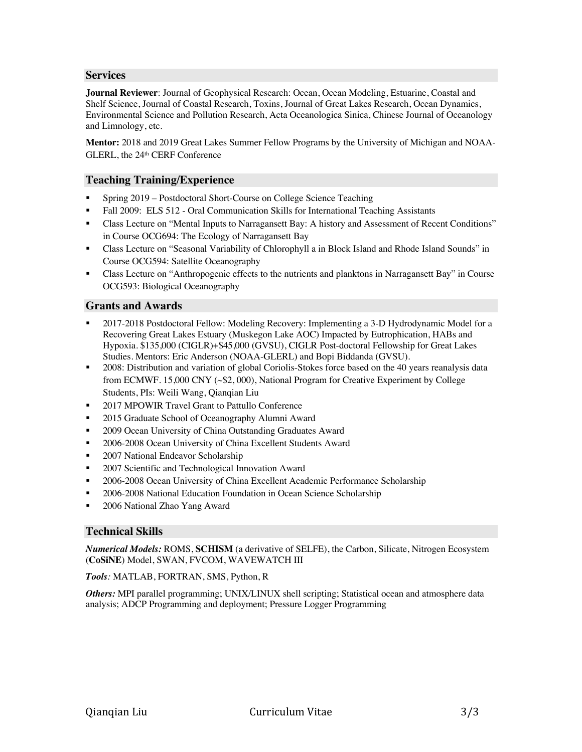## Services

**Journal Reviewer**: Journal of Geophysical Research: Ocean, Ocean Modeling, Estuarine, Coastal and Shelf Science, Journal of Coastal Research, Toxins, Journal of Great Lakes Research, Ocean Dynamics, Environmental Science and Pollution Research, Acta Oceanologica Sinica, Chinese Journal of Oceanology and Limnology, etc.

**Mentor:** 2018 and 2019 Great Lakes Summer Fellow Programs by the University of Michigan and NOAA-GLERL, the 24th CERF Conference

## Teaching Training/Experience

- Spring 2019 – Postdoctoral Short-Course on College Science Teaching
- Fall 2009: ELS 512 - Oral Communication Skills for International Teaching Assistants
- Class Lecture on "Mental Inputs to Narragansett Bay: A history and Assessment of Recent Conditions" in Course OCG694: The Ecology of Narragansett Bay
- Class Lecture on "Seasonal Variability of Chlorophyll a in Block Island and Rhode Island Sounds" in Course OCG594: Satellite Oceanography
- Class Lecture on "Anthropogenic effects to the nutrients and planktons in Narragansett Bay" in Course OCG593: Biological Oceanography

## Grants and Awards

- 2017-2018 Postdoctoral Fellow: Modeling Recovery: Implementing a 3-D Hydrodynamic Model for a Recovering Great Lakes Estuary (Muskegon Lake AOC) Impacted by Eutrophication, HABs and Hypoxia. $135,000 (CIGLR)+$45,000 (GVSU), CIGLR Post-doctoral Fellowship for Great Lakes Studies. Mentors: Eric Anderson (NOAA-GLERL) and Bopi Biddanda (GVSU).
- 2008: Distribution and variation of global Coriolis-Stokes force based on the 40 years reanalysis data from ECMWF. 15,000 CNY (~$2, 000), National Program for Creative Experiment by College Students, PIs: Weili Wang, Qianqian Liu
- 2017 MPOWIR Travel Grant to Pattullo Conference
- 2015 Graduate School of Oceanography Alumni Award
- 2009 Ocean University of China Outstanding Graduates Award
- 2006-2008 Ocean University of China Excellent Students Award
- 2007 National Endeavor Scholarship
- 2007 Scientific and Technological Innovation Award
- 2006-2008 Ocean University of China Excellent Academic Performance Scholarship
- 2006-2008 National Education Foundation in Ocean Science Scholarship
- 2006 National Zhao Yang Award

## Technical Skills

***Numerical Models:*** ROMS, **SCHISM** (a derivative of SELFE), the Carbon, Silicate, Nitrogen Ecosystem (**CoSiNE**) Model, SWAN, FVCOM, WAVEWATCH III

***Tools:*** MATLAB, FORTRAN, SMS, Python, R

***Others:*** MPI parallel programming; UNIX/LINUX shell scripting; Statistical ocean and atmosphere data analysis; ADCP Programming and deployment; Pressure Logger Programming